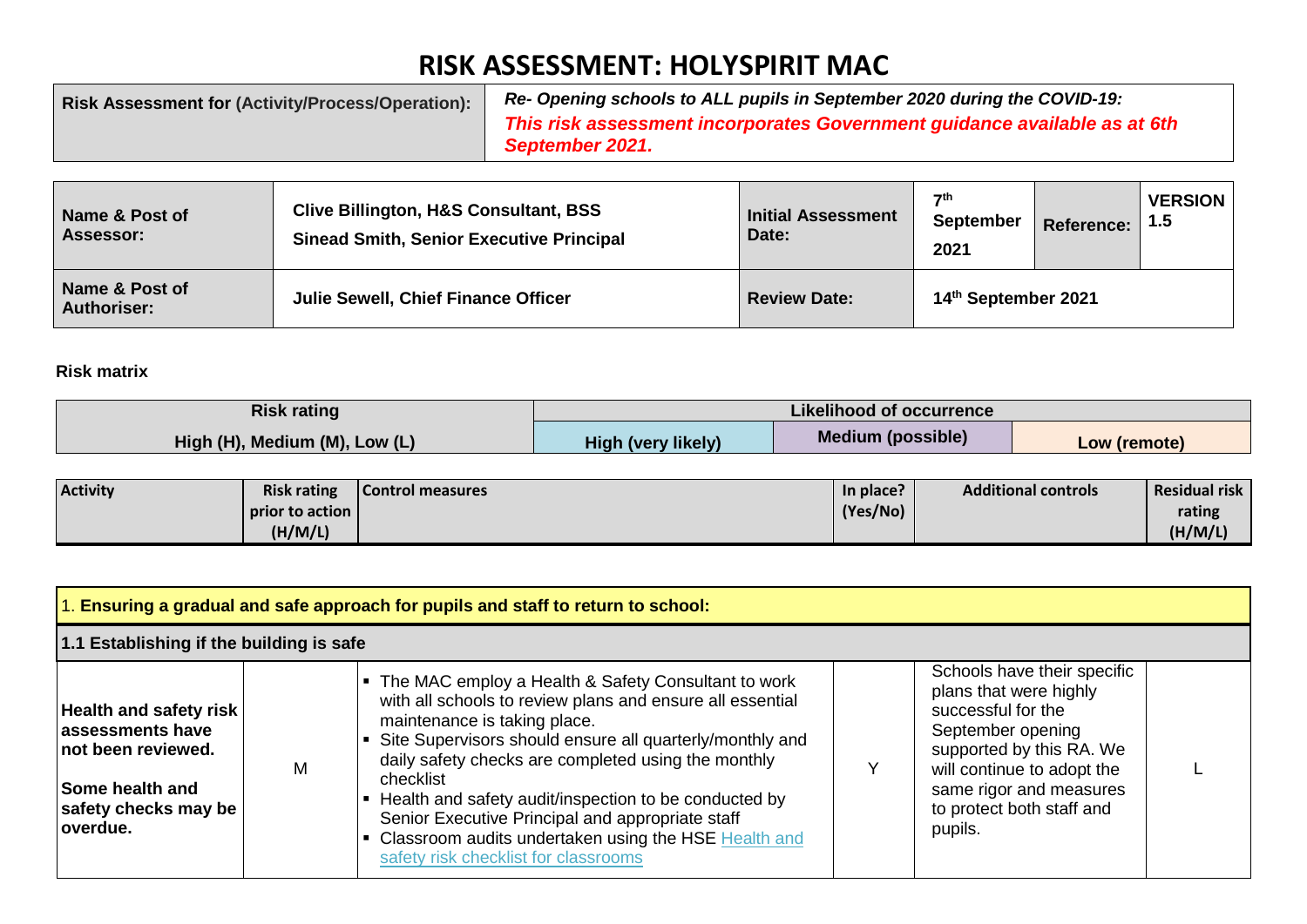# RISK ASSESSMENT: HOLYSPIRIT MAC

| Risk Assessment for (Activity/Process/Operation): | *Re- Opening schools to ALL pupils in September 2020 during the COVID-19:* ***This risk assessment incorporates Government guidance available as at 6th September 2021.*** |
|---|---|

| Name & Post of Assessor: | Clive Billington, H&S Consultant, BSS<br>Sinead Smith, Senior Executive Principal | Initial Assessment Date: | 7th September 2021 | Reference: | VERSION 1.5 |
|---|---|---|---|---|---|
| **Name & Post of Authoriser:** | **Julie Sewell, Chief Finance Officer** | **Review Date:** | **14th September 2021** | | |

**Risk matrix**

| Risk rating<br>High (H), Medium (M), Low (L) | Likelihood of occurrence | | |
|---|---|---|---|
| | High (very likely) | Medium (possible) | Low (remote) |

| Activity | Risk rating prior to action (H/M/L) | Control measures | In place? (Yes/No) | Additional controls | Residual risk rating (H/M/L) |
|---|---|---|---|---|---|
| **1. Ensuring a gradual and safe approach for pupils and staff to return to school:** | | | | | |
| **1.1 Establishing if the building is safe** | | | | | |
| **Health and safety risk assessments have not been reviewed.**<br><br>**Some health and safety checks may be overdue.** | M | ▪ The MAC employ a Health & Safety Consultant to work with all schools to review plans and ensure all essential maintenance is taking place.<br>▪ Site Supervisors should ensure all quarterly/monthly and daily safety checks are completed using the monthly checklist<br>▪ Health and safety audit/inspection to be conducted by Senior Executive Principal and appropriate staff<br>▪ Classroom audits undertaken using the HSE Health and safety risk checklist for classrooms | Y | Schools have their specific plans that were highly successful for the September opening supported by this RA. We will continue to adopt the same rigor and measures to protect both staff and pupils. | L |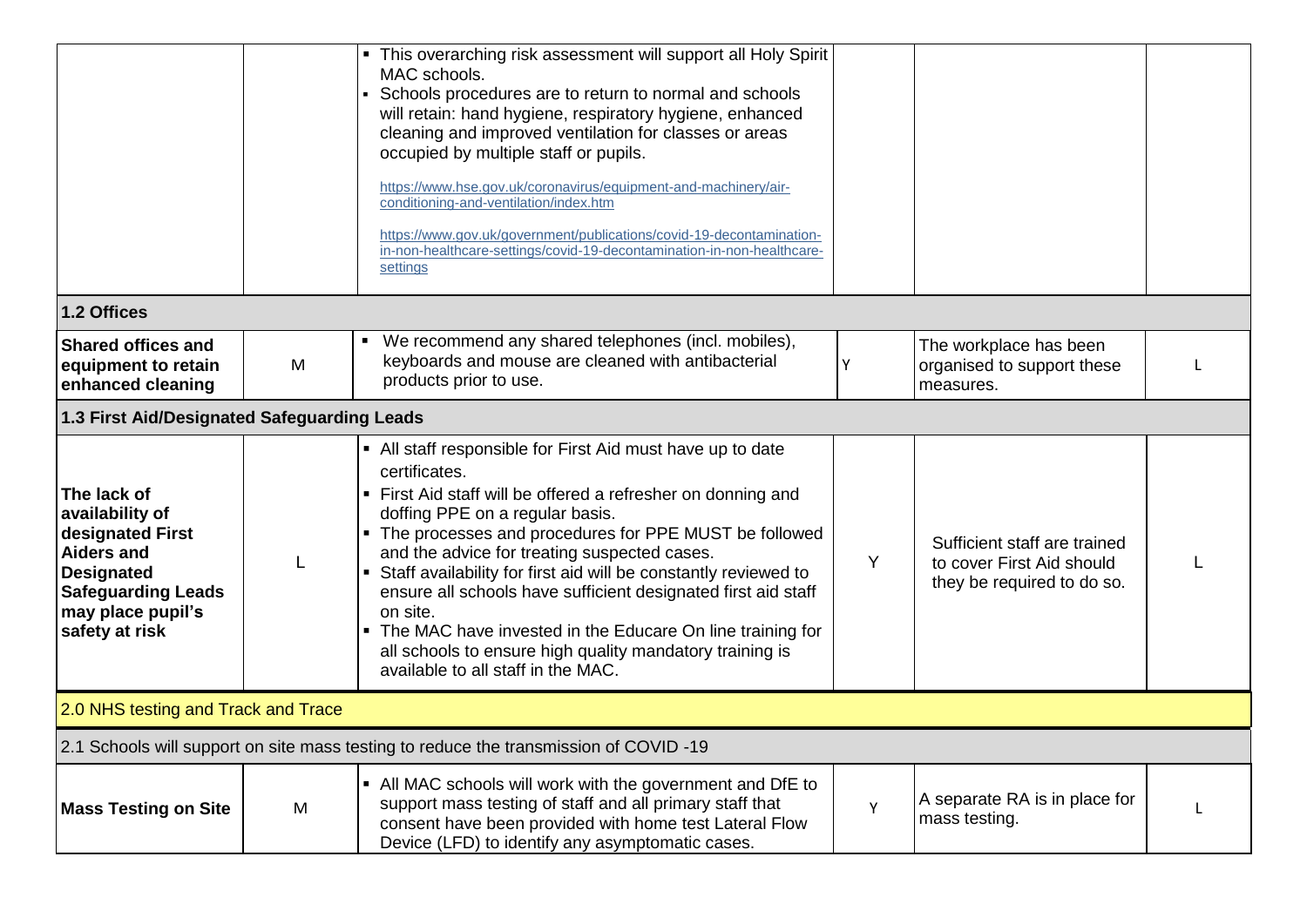| | | | | | |
|---|---|---|---|---|---|
| | | ▪ This overarching risk assessment will support all Holy Spirit MAC schools.<br>▪ Schools procedures are to return to normal and schools will retain: hand hygiene, respiratory hygiene, enhanced cleaning and improved ventilation for classes or areas occupied by multiple staff or pupils.<br>https://www.hse.gov.uk/coronavirus/equipment-and-machinery/air-conditioning-and-ventilation/index.htm<br>https://www.gov.uk/government/publications/covid-19-decontamination-in-non-healthcare-settings/covid-19-decontamination-in-non-healthcare-settings | | | |
| **1.2 Offices** | | | | | |
| **Shared offices and equipment to retain enhanced cleaning** | M | ▪ We recommend any shared telephones (incl. mobiles), keyboards and mouse are cleaned with antibacterial products prior to use. | Y | The workplace has been organised to support these measures. | L |
| **1.3 First Aid/Designated Safeguarding Leads** | | | | | |
| **The lack of availability of designated First Aiders and Designated Safeguarding Leads may place pupil's safety at risk** | L | ▪ All staff responsible for First Aid must have up to date certificates.<br>▪ First Aid staff will be offered a refresher on donning and doffing PPE on a regular basis.<br>▪ The processes and procedures for PPE MUST be followed and the advice for treating suspected cases.<br>▪ Staff availability for first aid will be constantly reviewed to ensure all schools have sufficient designated first aid staff on site.<br>▪ The MAC have invested in the Educare On line training for all schools to ensure high quality mandatory training is available to all staff in the MAC. | Y | Sufficient staff are trained to cover First Aid should they be required to do so. | L |
| 2.0 NHS testing and Track and Trace | | | | | |
| 2.1 Schools will support on site mass testing to reduce the transmission of COVID -19 | | | | | |
| **Mass Testing on Site** | M | ▪ All MAC schools will work with the government and DfE to support mass testing of staff and all primary staff that consent have been provided with home test Lateral Flow Device (LFD) to identify any asymptomatic cases. | Y | A separate RA is in place for mass testing. | L |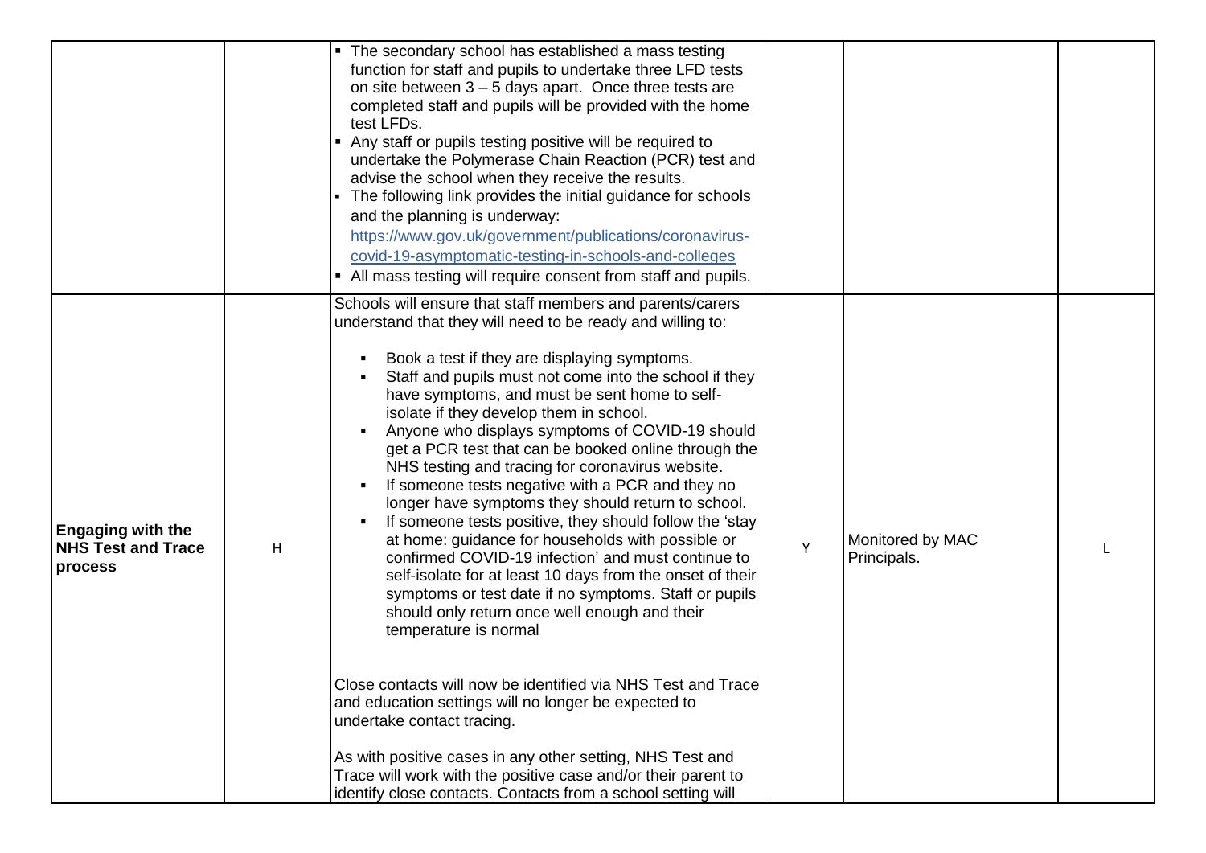| | | | | | |
|---|---|---|---|---|---|
| | | ▪ The secondary school has established a mass testing function for staff and pupils to undertake three LFD tests on site between 3 – 5 days apart. Once three tests are completed staff and pupils will be provided with the home test LFDs.<br>▪ Any staff or pupils testing positive will be required to undertake the Polymerase Chain Reaction (PCR) test and advise the school when they receive the results.<br>▪ The following link provides the initial guidance for schools and the planning is underway: [https://www.gov.uk/government/publications/coronavirus-covid-19-asymptomatic-testing-in-schools-and-colleges](https://www.gov.uk/government/publications/coronavirus-covid-19-asymptomatic-testing-in-schools-and-colleges)<br>▪ All mass testing will require consent from staff and pupils. | | | |
| **Engaging with the NHS Test and Trace process** | H | Schools will ensure that staff members and parents/carers understand that they will need to be ready and willing to:<br>▪ Book a test if they are displaying symptoms.<br>▪ Staff and pupils must not come into the school if they have symptoms, and must be sent home to self-isolate if they develop them in school.<br>▪ Anyone who displays symptoms of COVID-19 should get a PCR test that can be booked online through the NHS testing and tracing for coronavirus website.<br>▪ If someone tests negative with a PCR and they no longer have symptoms they should return to school.<br>▪ If someone tests positive, they should follow the 'stay at home: guidance for households with possible or confirmed COVID-19 infection' and must continue to self-isolate for at least 10 days from the onset of their symptoms or test date if no symptoms. Staff or pupils should only return once well enough and their temperature is normal<br><br>Close contacts will now be identified via NHS Test and Trace and education settings will no longer be expected to undertake contact tracing.<br><br>As with positive cases in any other setting, NHS Test and Trace will work with the positive case and/or their parent to identify close contacts. Contacts from a school setting will | Y | Monitored by MAC Principals. | L |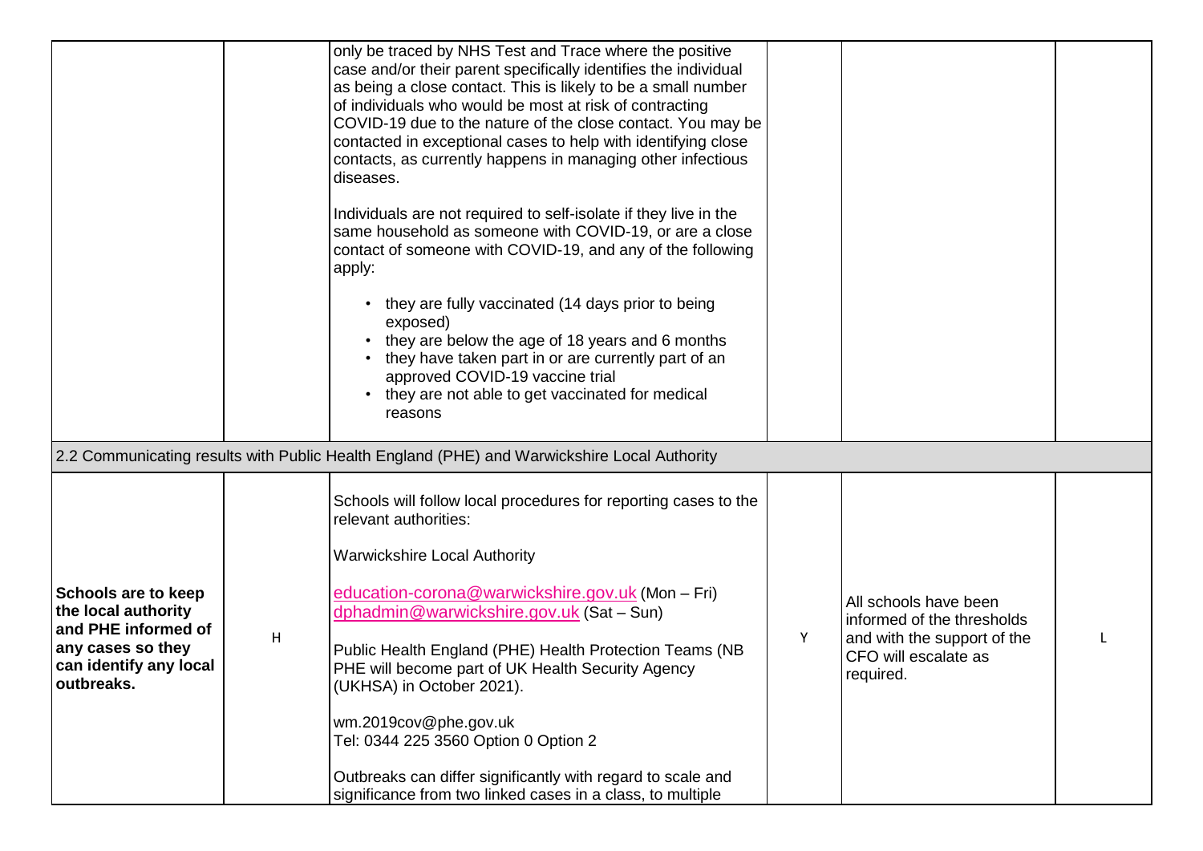| | | | | | |
|---|---|---|---|---|---|
| | | only be traced by NHS Test and Trace where the positive case and/or their parent specifically identifies the individual as being a close contact. This is likely to be a small number of individuals who would be most at risk of contracting COVID-19 due to the nature of the close contact. You may be contacted in exceptional cases to help with identifying close contacts, as currently happens in managing other infectious diseases.<br><br>Individuals are not required to self-isolate if they live in the same household as someone with COVID-19, or are a close contact of someone with COVID-19, and any of the following apply:<br><br>• they are fully vaccinated (14 days prior to being exposed)<br>• they are below the age of 18 years and 6 months<br>• they have taken part in or are currently part of an approved COVID-19 vaccine trial<br>• they are not able to get vaccinated for medical reasons | | | |
| 2.2 Communicating results with Public Health England (PHE) and Warwickshire Local Authority | | | | | |
| **Schools are to keep the local authority and PHE informed of any cases so they can identify any local outbreaks.** | H | Schools will follow local procedures for reporting cases to the relevant authorities:<br><br>Warwickshire Local Authority<br><br>education-corona@warwickshire.gov.uk (Mon – Fri)<br>dphadmin@warwickshire.gov.uk (Sat – Sun)<br><br>Public Health England (PHE) Health Protection Teams (NB PHE will become part of UK Health Security Agency (UKHSA) in October 2021).<br><br>wm.2019cov@phe.gov.uk<br>Tel: 0344 225 3560 Option 0 Option 2<br><br>Outbreaks can differ significantly with regard to scale and significance from two linked cases in a class, to multiple | Y | All schools have been informed of the thresholds and with the support of the CFO will escalate as required. | L |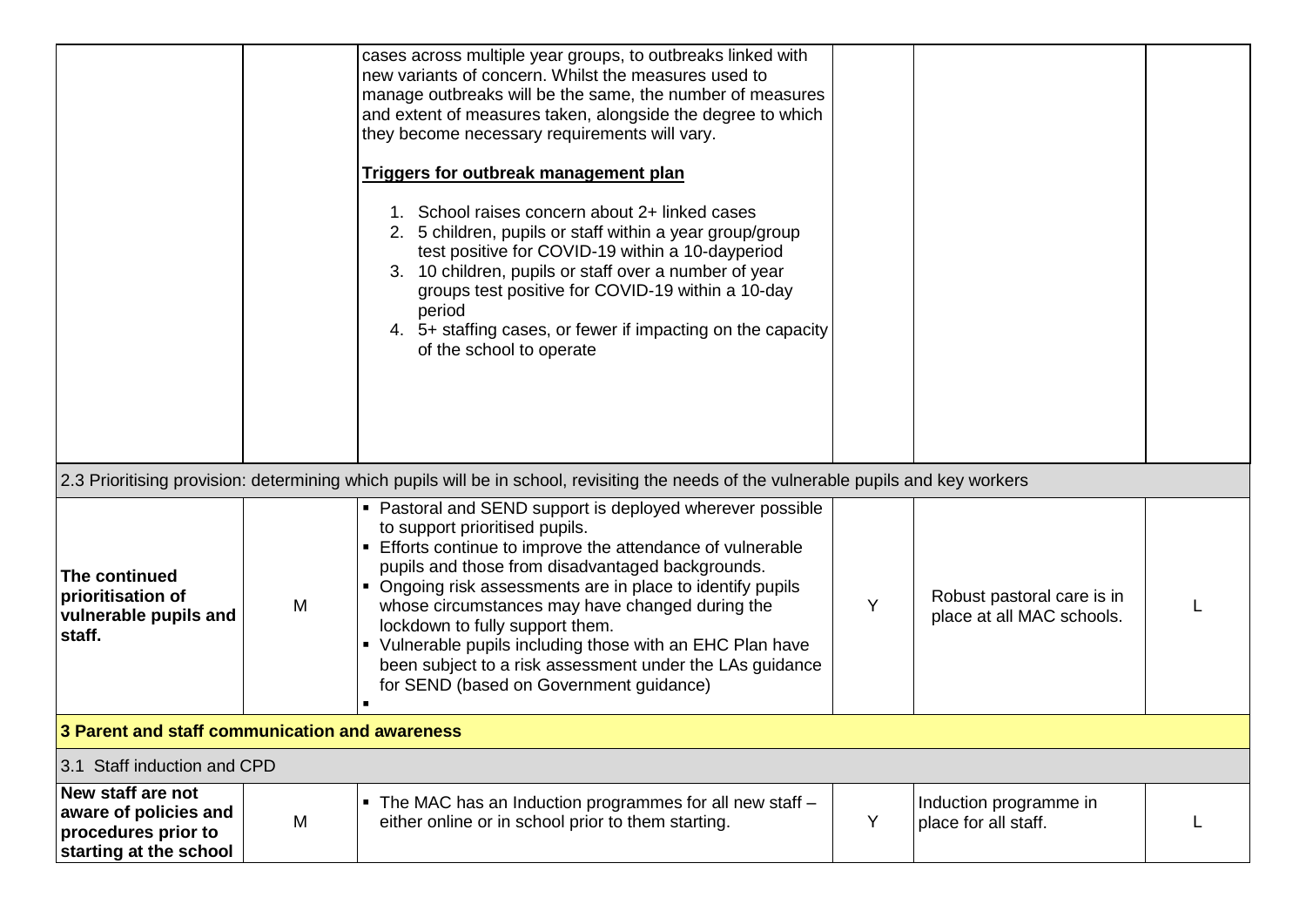| | | | | | |
|---|---|---|---|---|---|
| | | cases across multiple year groups, to outbreaks linked with new variants of concern. Whilst the measures used to manage outbreaks will be the same, the number of measures and extent of measures taken, alongside the degree to which they become necessary requirements will vary.<br><br>**Triggers for outbreak management plan**<br><br>1. School raises concern about 2+ linked cases<br>2. 5 children, pupils or staff within a year group/group test positive for COVID-19 within a 10-dayperiod<br>3. 10 children, pupils or staff over a number of year groups test positive for COVID-19 within a 10-day period<br>4. 5+ staffing cases, or fewer if impacting on the capacity of the school to operate | | | |
| 2.3 Prioritising provision: determining which pupils will be in school, revisiting the needs of the vulnerable pupils and key workers | | | | | |
| **The continued prioritisation of vulnerable pupils and staff.** | M | ▪ Pastoral and SEND support is deployed wherever possible to support prioritised pupils.<br>▪ Efforts continue to improve the attendance of vulnerable pupils and those from disadvantaged backgrounds.<br>▪ Ongoing risk assessments are in place to identify pupils whose circumstances may have changed during the lockdown to fully support them.<br>▪ Vulnerable pupils including those with an EHC Plan have been subject to a risk assessment under the LAs guidance for SEND (based on Government guidance)<br>▪ | Y | Robust pastoral care is in place at all MAC schools. | L |
| **3 Parent and staff communication and awareness** | | | | | |
| 3.1 Staff induction and CPD | | | | | |
| **New staff are not aware of policies and procedures prior to starting at the school** | M | ▪ The MAC has an Induction programmes for all new staff – either online or in school prior to them starting. | Y | Induction programme in place for all staff. | L |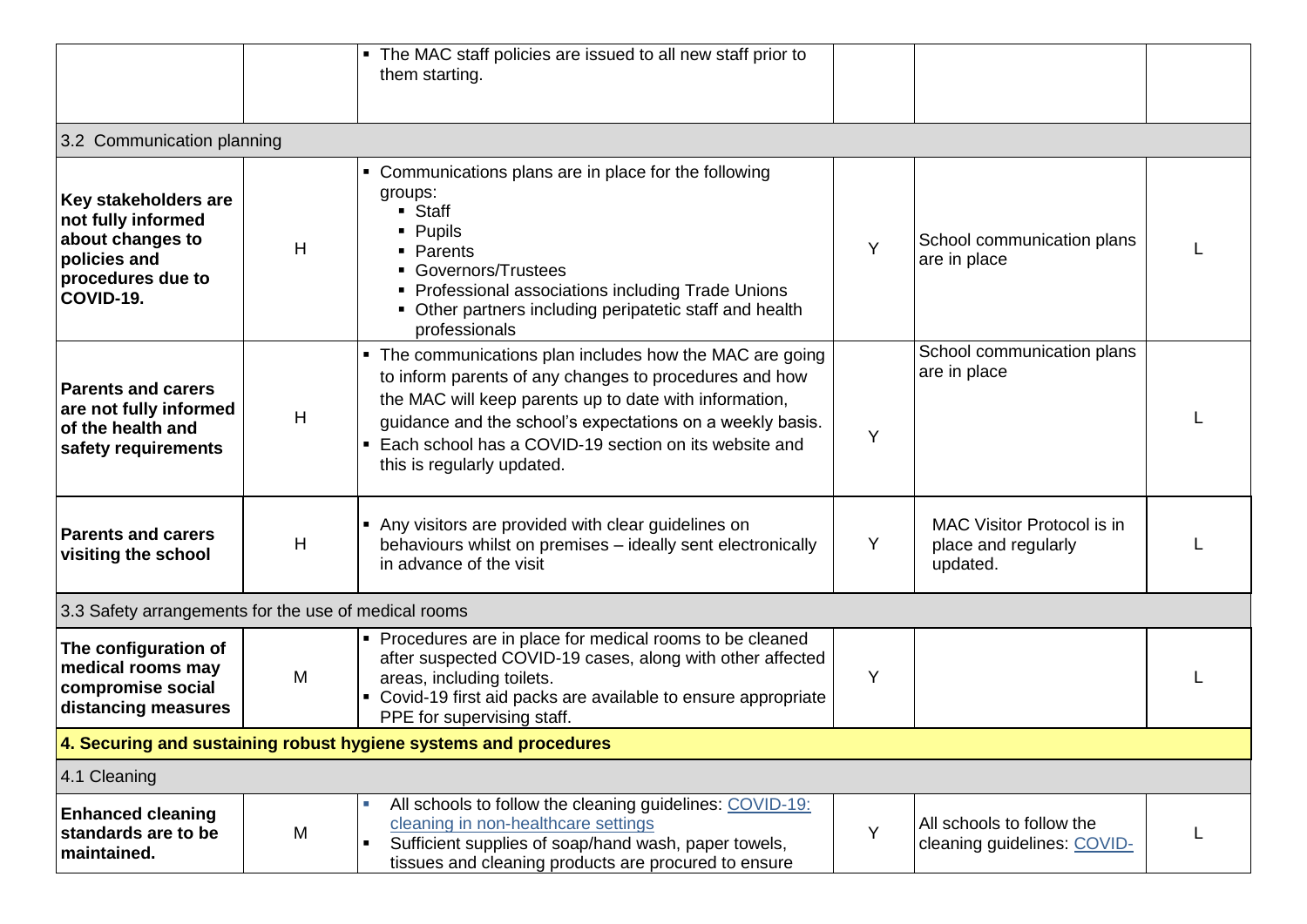| | | | | | |
|---|---|---|---|---|---|
| | | ▪ The MAC staff policies are issued to all new staff prior to them starting. | | | |
| 3.2 Communication planning | | | | | |
| **Key stakeholders are not fully informed about changes to policies and procedures due to COVID-19.** | H | ▪ Communications plans are in place for the following groups:<br>▪ Staff<br>▪ Pupils<br>▪ Parents<br>▪ Governors/Trustees<br>▪ Professional associations including Trade Unions<br>▪ Other partners including peripatetic staff and health professionals | Y | School communication plans are in place | L |
| **Parents and carers are not fully informed of the health and safety requirements** | H | ▪ The communications plan includes how the MAC are going to inform parents of any changes to procedures and how the MAC will keep parents up to date with information, guidance and the school's expectations on a weekly basis.<br>▪ Each school has a COVID-19 section on its website and this is regularly updated. | Y | School communication plans are in place | L |
| **Parents and carers visiting the school** | H | ▪ Any visitors are provided with clear guidelines on behaviours whilst on premises – ideally sent electronically in advance of the visit | Y | MAC Visitor Protocol is in place and regularly updated. | L |
| 3.3 Safety arrangements for the use of medical rooms | | | | | |
| **The configuration of medical rooms may compromise social distancing measures** | M | ▪ Procedures are in place for medical rooms to be cleaned after suspected COVID-19 cases, along with other affected areas, including toilets.<br>▪ Covid-19 first aid packs are available to ensure appropriate PPE for supervising staff. | Y | | L |
| **4. Securing and sustaining robust hygiene systems and procedures** | | | | | |
| 4.1 Cleaning | | | | | |
| **Enhanced cleaning standards are to be maintained.** | M | ▪ All schools to follow the cleaning guidelines: [COVID-19: cleaning in non-healthcare settings]()<br>▪ Sufficient supplies of soap/hand wash, paper towels, tissues and cleaning products are procured to ensure | Y | All schools to follow the cleaning guidelines: [COVID-]() | L |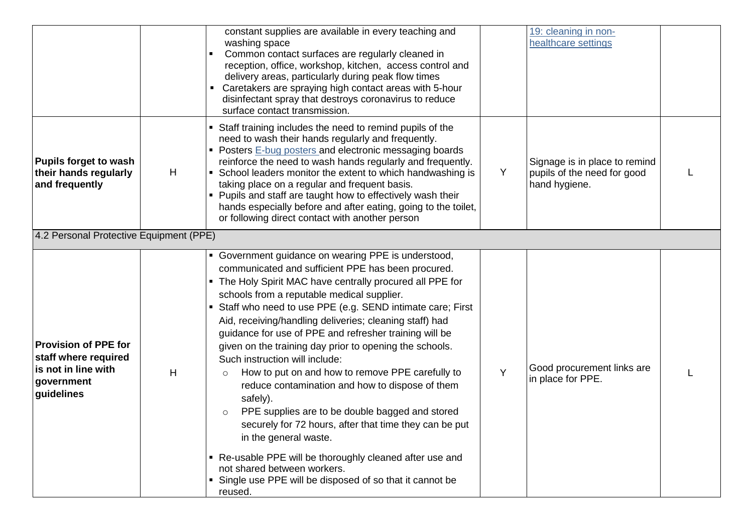| | | | | | |
|---|---|---|---|---|---|
| | | constant supplies are available in every teaching and washing space<br>▪ Common contact surfaces are regularly cleaned in reception, office, workshop, kitchen, access control and delivery areas, particularly during peak flow times<br>▪ Caretakers are spraying high contact areas with 5-hour disinfectant spray that destroys coronavirus to reduce surface contact transmission. | | 19: cleaning in non-healthcare settings | |
| **Pupils forget to wash their hands regularly and frequently** | H | ▪ Staff training includes the need to remind pupils of the need to wash their hands regularly and frequently.<br>▪ Posters E-bug posters and electronic messaging boards reinforce the need to wash hands regularly and frequently.<br>▪ School leaders monitor the extent to which handwashing is taking place on a regular and frequent basis.<br>▪ Pupils and staff are taught how to effectively wash their hands especially before and after eating, going to the toilet, or following direct contact with another person | Y | Signage is in place to remind pupils of the need for good hand hygiene. | L |
| 4.2 Personal Protective Equipment (PPE) | | | | | |
| **Provision of PPE for staff where required is not in line with government guidelines** | H | ▪ Government guidance on wearing PPE is understood, communicated and sufficient PPE has been procured.<br>▪ The Holy Spirit MAC have centrally procured all PPE for schools from a reputable medical supplier.<br>▪ Staff who need to use PPE (e.g. SEND intimate care; First Aid, receiving/handling deliveries; cleaning staff) had guidance for use of PPE and refresher training will be given on the training day prior to opening the schools. Such instruction will include:<br>○ How to put on and how to remove PPE carefully to reduce contamination and how to dispose of them safely).<br>○ PPE supplies are to be double bagged and stored securely for 72 hours, after that time they can be put in the general waste.<br>▪ Re-usable PPE will be thoroughly cleaned after use and not shared between workers.<br>▪ Single use PPE will be disposed of so that it cannot be reused. | Y | Good procurement links are in place for PPE. | L |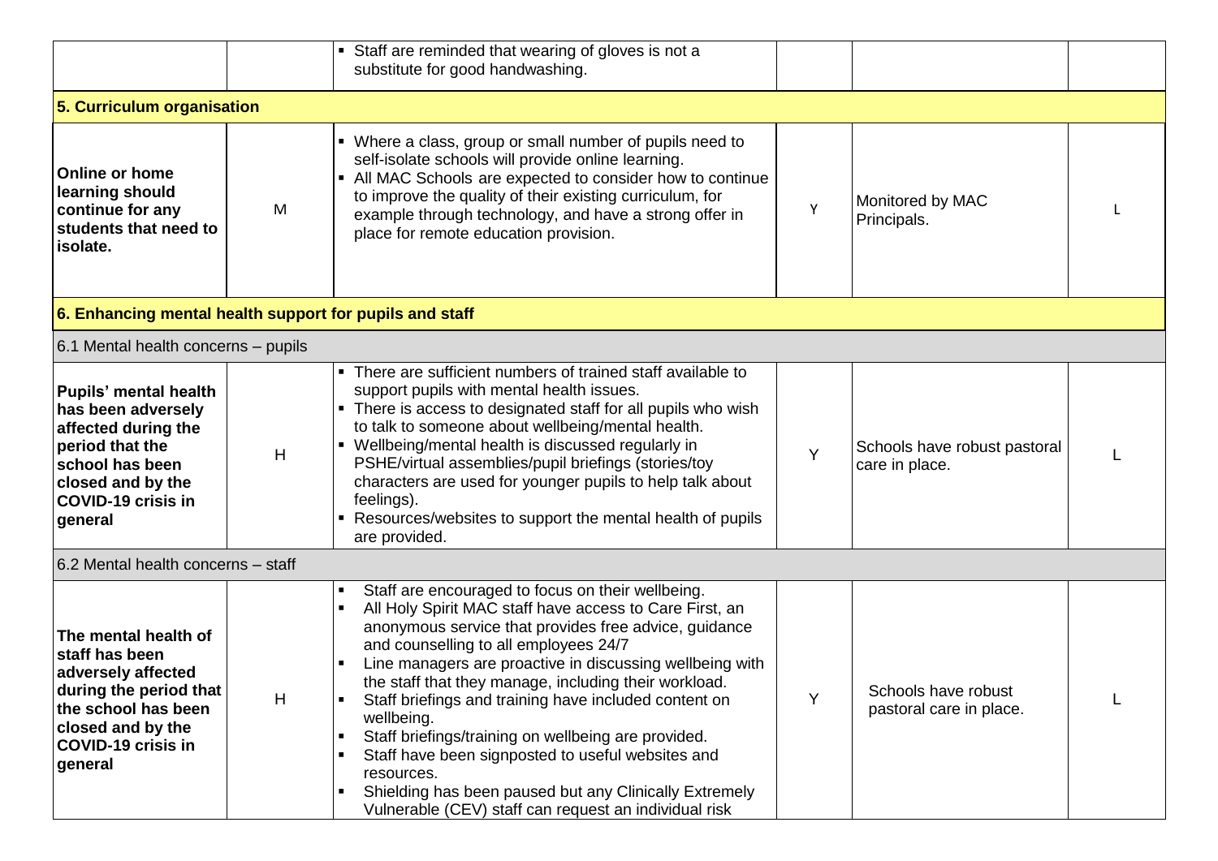| | | | | | |
|---|---|---|---|---|---|
| | | ▪ Staff are reminded that wearing of gloves is not a substitute for good handwashing. | | | |
| **5. Curriculum organisation** | | | | | |
| **Online or home learning should continue for any students that need to isolate.** | M | ▪ Where a class, group or small number of pupils need to self-isolate schools will provide online learning.<br>▪ All MAC Schools are expected to consider how to continue to improve the quality of their existing curriculum, for example through technology, and have a strong offer in place for remote education provision. | Y | Monitored by MAC Principals. | L |
| **6. Enhancing mental health support for pupils and staff** | | | | | |
| 6.1 Mental health concerns – pupils | | | | | |
| **Pupils' mental health has been adversely affected during the period that the school has been closed and by the COVID-19 crisis in general** | H | ▪ There are sufficient numbers of trained staff available to support pupils with mental health issues.<br>▪ There is access to designated staff for all pupils who wish to talk to someone about wellbeing/mental health.<br>▪ Wellbeing/mental health is discussed regularly in PSHE/virtual assemblies/pupil briefings (stories/toy characters are used for younger pupils to help talk about feelings).<br>▪ Resources/websites to support the mental health of pupils are provided. | Y | Schools have robust pastoral care in place. | L |
| 6.2 Mental health concerns – staff | | | | | |
| **The mental health of staff has been adversely affected during the period that the school has been closed and by the COVID-19 crisis in general** | H | ▪ Staff are encouraged to focus on their wellbeing.<br>▪ All Holy Spirit MAC staff have access to Care First, an anonymous service that provides free advice, guidance and counselling to all employees 24/7<br>▪ Line managers are proactive in discussing wellbeing with the staff that they manage, including their workload.<br>▪ Staff briefings and training have included content on wellbeing.<br>▪ Staff briefings/training on wellbeing are provided.<br>▪ Staff have been signposted to useful websites and resources.<br>▪ Shielding has been paused but any Clinically Extremely Vulnerable (CEV) staff can request an individual risk | Y | Schools have robust pastoral care in place. | L |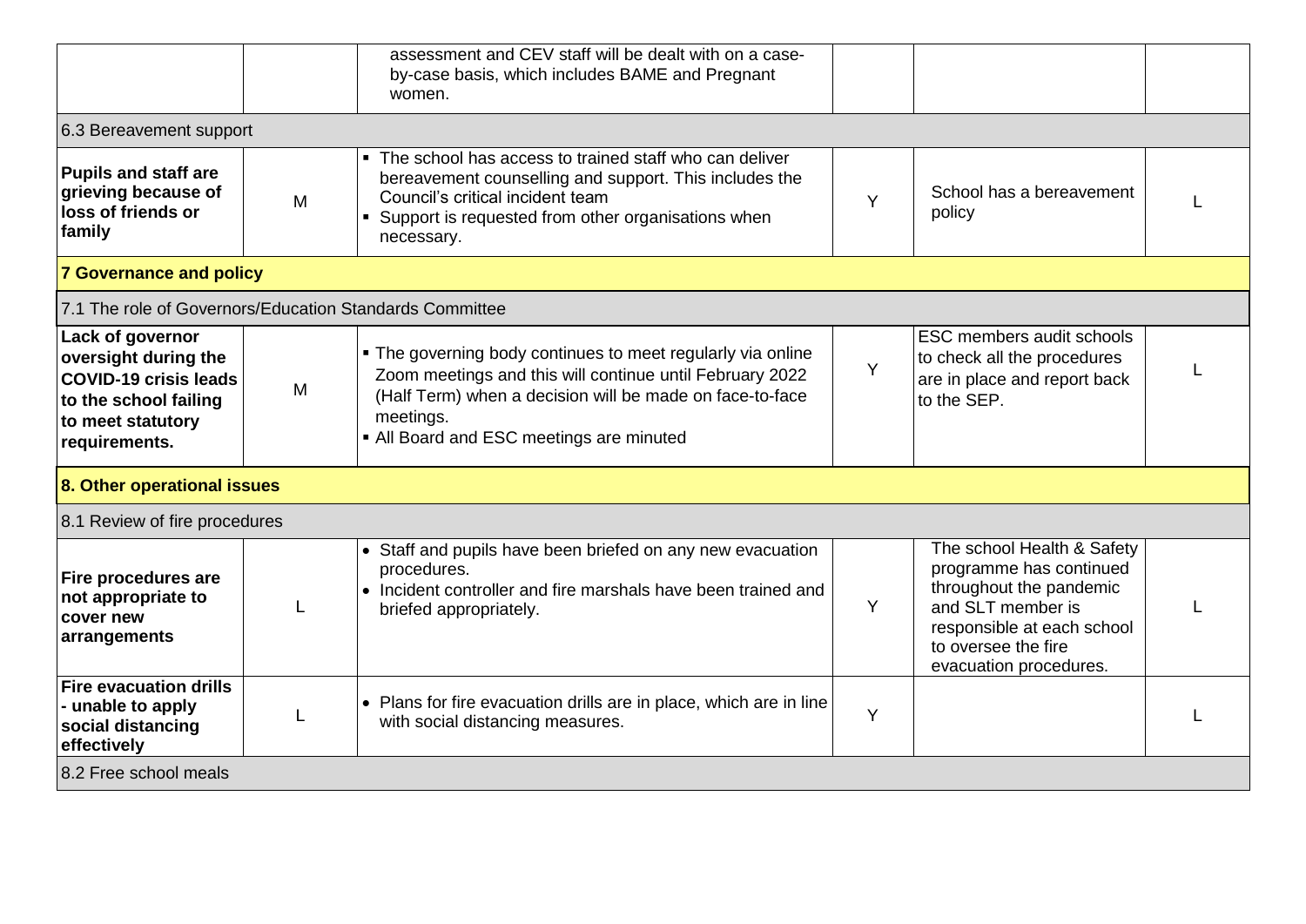| | | | | | |
|---|---|---|---|---|---|
| | | assessment and CEV staff will be dealt with on a case-by-case basis, which includes BAME and Pregnant women. | | | |
| 6.3 Bereavement support | | | | | |
| **Pupils and staff are grieving because of loss of friends or family** | M | ▪ The school has access to trained staff who can deliver bereavement counselling and support. This includes the Council's critical incident team<br>▪ Support is requested from other organisations when necessary. | Y | School has a bereavement policy | L |
| **7 Governance and policy** | | | | | |
| 7.1 The role of Governors/Education Standards Committee | | | | | |
| **Lack of governor oversight during the COVID-19 crisis leads to the school failing to meet statutory requirements.** | M | ▪ The governing body continues to meet regularly via online Zoom meetings and this will continue until February 2022 (Half Term) when a decision will be made on face-to-face meetings.<br>▪ All Board and ESC meetings are minuted | Y | ESC members audit schools to check all the procedures are in place and report back to the SEP. | L |
| **8. Other operational issues** | | | | | |
| 8.1 Review of fire procedures | | | | | |
| **Fire procedures are not appropriate to cover new arrangements** | L | • Staff and pupils have been briefed on any new evacuation procedures.<br>• Incident controller and fire marshals have been trained and briefed appropriately. | Y | The school Health & Safety programme has continued throughout the pandemic and SLT member is responsible at each school to oversee the fire evacuation procedures. | L |
| **Fire evacuation drills - unable to apply social distancing effectively** | L | • Plans for fire evacuation drills are in place, which are in line with social distancing measures. | Y | | L |
| 8.2 Free school meals | | | | | |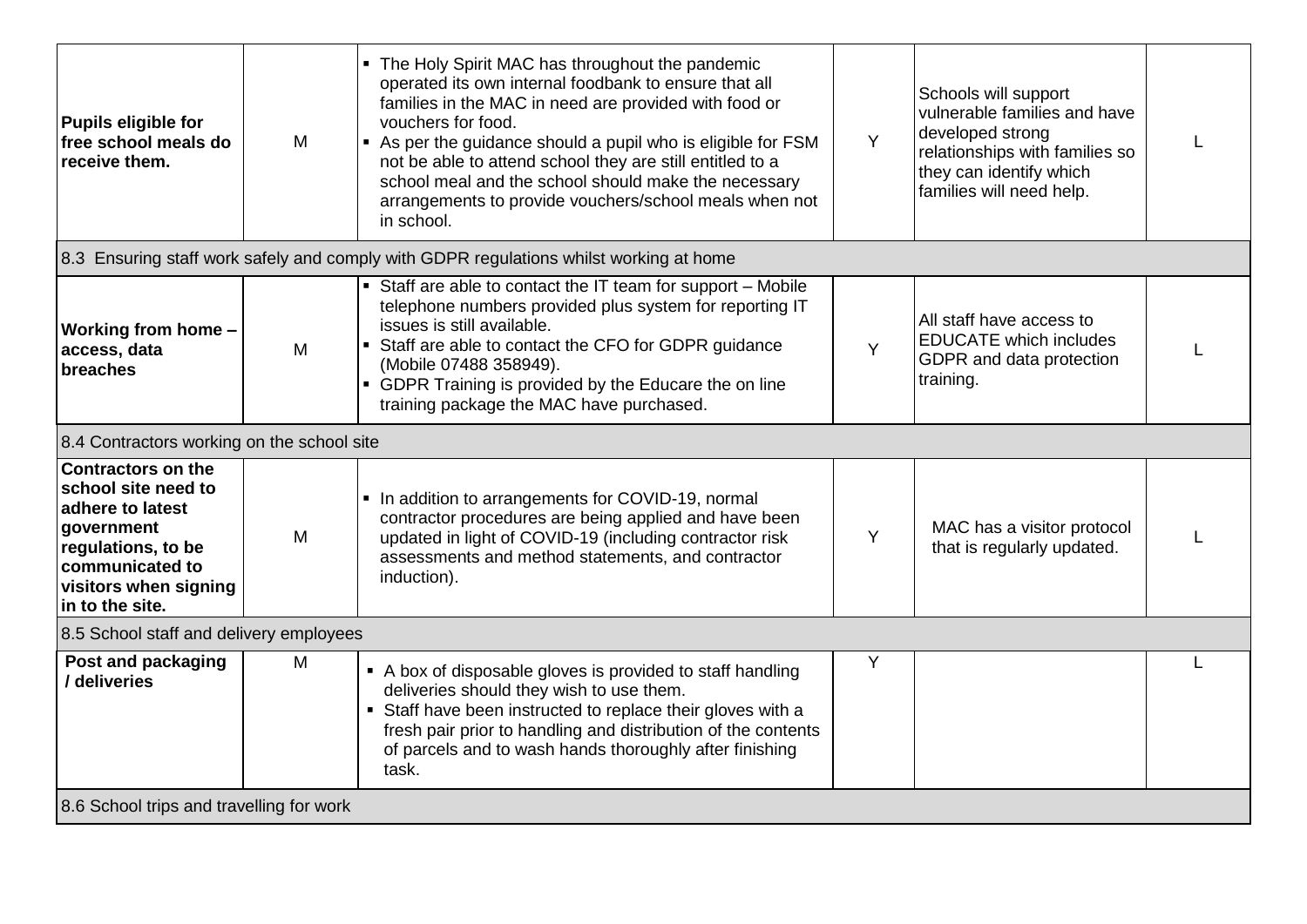| **Pupils eligible for free school meals do receive them.** | M | ▪ The Holy Spirit MAC has throughout the pandemic operated its own internal foodbank to ensure that all families in the MAC in need are provided with food or vouchers for food.<br>▪ As per the guidance should a pupil who is eligible for FSM not be able to attend school they are still entitled to a school meal and the school should make the necessary arrangements to provide vouchers/school meals when not in school. | Y | Schools will support vulnerable families and have developed strong relationships with families so they can identify which families will need help. | L |
|---|---|---|---|---|---|
| 8.3 Ensuring staff work safely and comply with GDPR regulations whilst working at home | | | | | |
| **Working from home – access, data breaches** | M | ▪ Staff are able to contact the IT team for support – Mobile telephone numbers provided plus system for reporting IT issues is still available.<br>▪ Staff are able to contact the CFO for GDPR guidance (Mobile 07488 358949).<br>▪ GDPR Training is provided by the Educare the on line training package the MAC have purchased. | Y | All staff have access to EDUCATE which includes GDPR and data protection training. | L |
| 8.4 Contractors working on the school site | | | | | |
| **Contractors on the school site need to adhere to latest government regulations, to be communicated to visitors when signing in to the site.** | M | ▪ In addition to arrangements for COVID-19, normal contractor procedures are being applied and have been updated in light of COVID-19 (including contractor risk assessments and method statements, and contractor induction). | Y | MAC has a visitor protocol that is regularly updated. | L |
| 8.5 School staff and delivery employees | | | | | |
| **Post and packaging / deliveries** | M | ▪ A box of disposable gloves is provided to staff handling deliveries should they wish to use them.<br>▪ Staff have been instructed to replace their gloves with a fresh pair prior to handling and distribution of the contents of parcels and to wash hands thoroughly after finishing task. | Y | | L |
| 8.6 School trips and travelling for work | | | | | |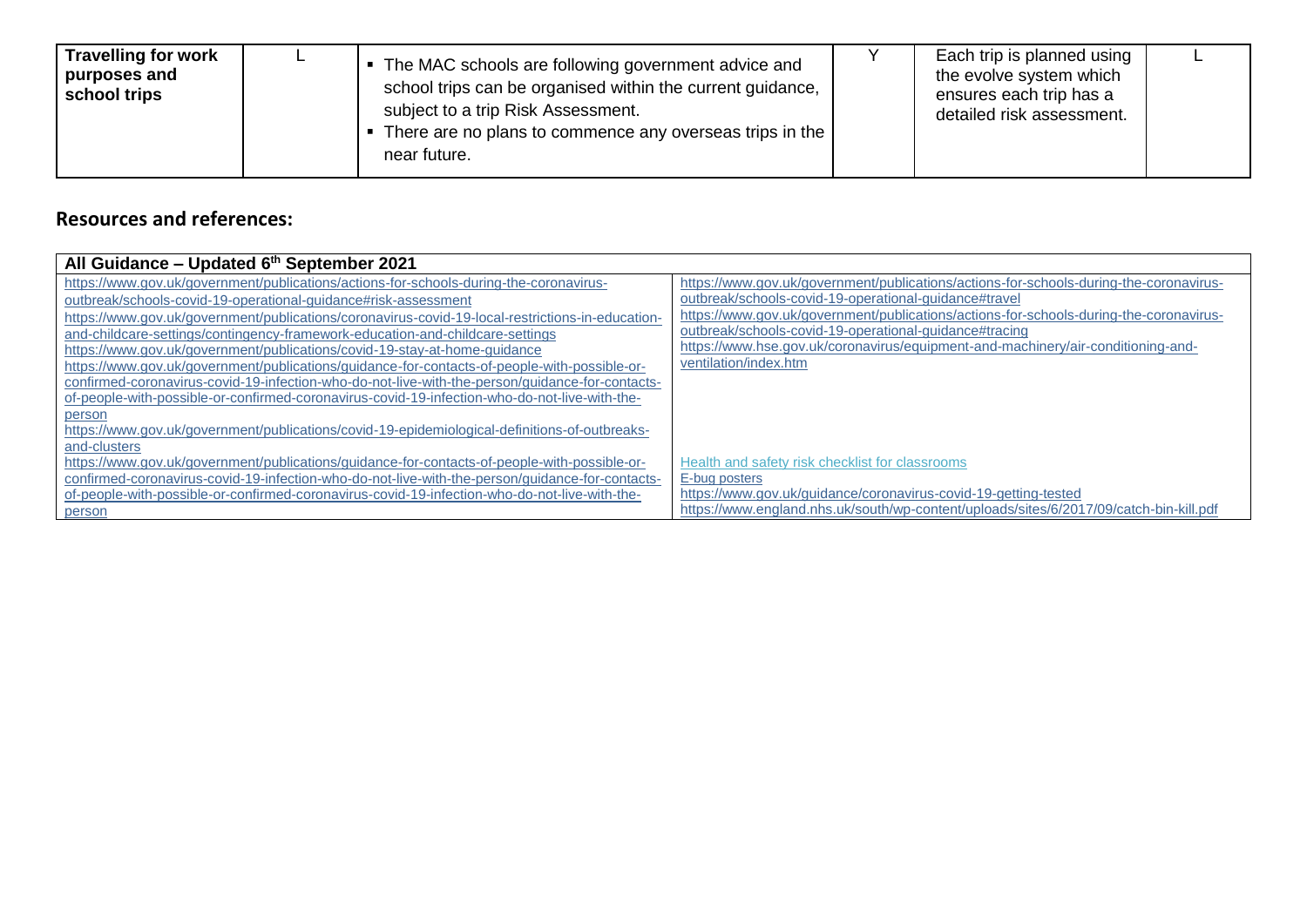| Travelling for work purposes and school trips | L | ▪ The MAC schools are following government advice and school trips can be organised within the current guidance, subject to a trip Risk Assessment.<br>▪ There are no plans to commence any overseas trips in the near future. | Y | Each trip is planned using the evolve system which ensures each trip has a detailed risk assessment. | L |
|---|---|---|---|---|---|

## Resources and references:

| All Guidance – Updated 6th September 2021 | |
|---|---|
| https://www.gov.uk/government/publications/actions-for-schools-during-the-coronavirus-outbreak/schools-covid-19-operational-guidance#risk-assessment<br>https://www.gov.uk/government/publications/coronavirus-covid-19-local-restrictions-in-education-and-childcare-settings/contingency-framework-education-and-childcare-settings<br>https://www.gov.uk/government/publications/covid-19-stay-at-home-guidance<br>https://www.gov.uk/government/publications/guidance-for-contacts-of-people-with-possible-or-confirmed-coronavirus-covid-19-infection-who-do-not-live-with-the-person/guidance-for-contacts-of-people-with-possible-or-confirmed-coronavirus-covid-19-infection-who-do-not-live-with-the-person<br>https://www.gov.uk/government/publications/covid-19-epidemiological-definitions-of-outbreaks-and-clusters<br>https://www.gov.uk/government/publications/guidance-for-contacts-of-people-with-possible-or-confirmed-coronavirus-covid-19-infection-who-do-not-live-with-the-person/guidance-for-contacts-of-people-with-possible-or-confirmed-coronavirus-covid-19-infection-who-do-not-live-with-the-person | https://www.gov.uk/government/publications/actions-for-schools-during-the-coronavirus-outbreak/schools-covid-19-operational-guidance#travel<br>https://www.gov.uk/government/publications/actions-for-schools-during-the-coronavirus-outbreak/schools-covid-19-operational-guidance#tracing<br>https://www.hse.gov.uk/coronavirus/equipment-and-machinery/air-conditioning-and-ventilation/index.htm<br>Health and safety risk checklist for classrooms<br>E-bug posters<br>https://www.gov.uk/guidance/coronavirus-covid-19-getting-tested<br>https://www.england.nhs.uk/south/wp-content/uploads/sites/6/2017/09/catch-bin-kill.pdf |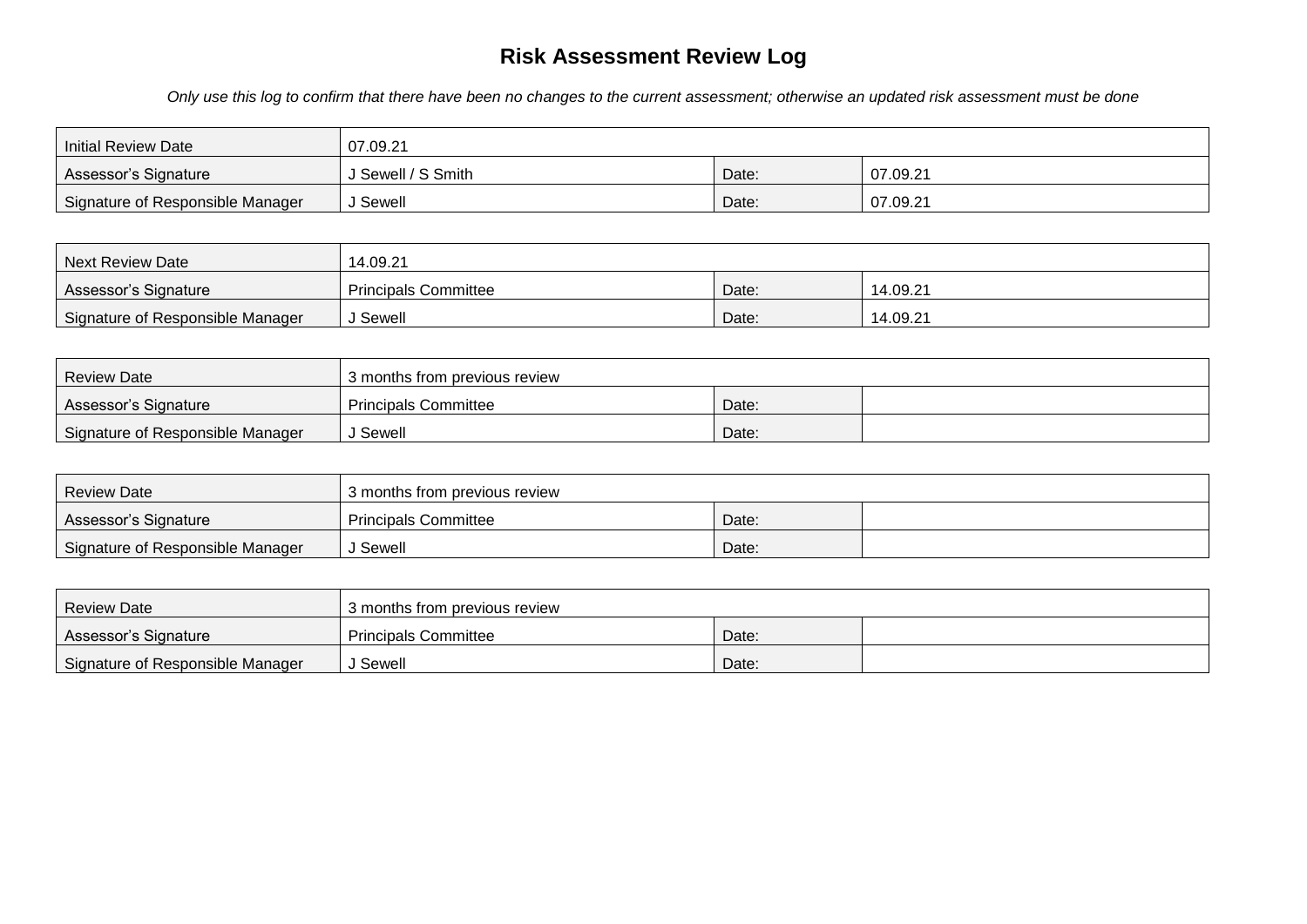# Risk Assessment Review Log

*Only use this log to confirm that there have been no changes to the current assessment; otherwise an updated risk assessment must be done*

| | | | |
|---|---|---|---|
| Initial Review Date | 07.09.21 | | |
| Assessor's Signature | J Sewell / S Smith | Date: | 07.09.21 |
| Signature of Responsible Manager | J Sewell | Date: | 07.09.21 |

| | | | |
|---|---|---|---|
| Next Review Date | 14.09.21 | | |
| Assessor's Signature | Principals Committee | Date: | 14.09.21 |
| Signature of Responsible Manager | J Sewell | Date: | 14.09.21 |

| | | | |
|---|---|---|---|
| Review Date | 3 months from previous review | | |
| Assessor's Signature | Principals Committee | Date: | |
| Signature of Responsible Manager | J Sewell | Date: | |

| | | | |
|---|---|---|---|
| Review Date | 3 months from previous review | | |
| Assessor's Signature | Principals Committee | Date: | |
| Signature of Responsible Manager | J Sewell | Date: | |

| | | | |
|---|---|---|---|
| Review Date | 3 months from previous review | | |
| Assessor's Signature | Principals Committee | Date: | |
| Signature of Responsible Manager | J Sewell | Date: | |